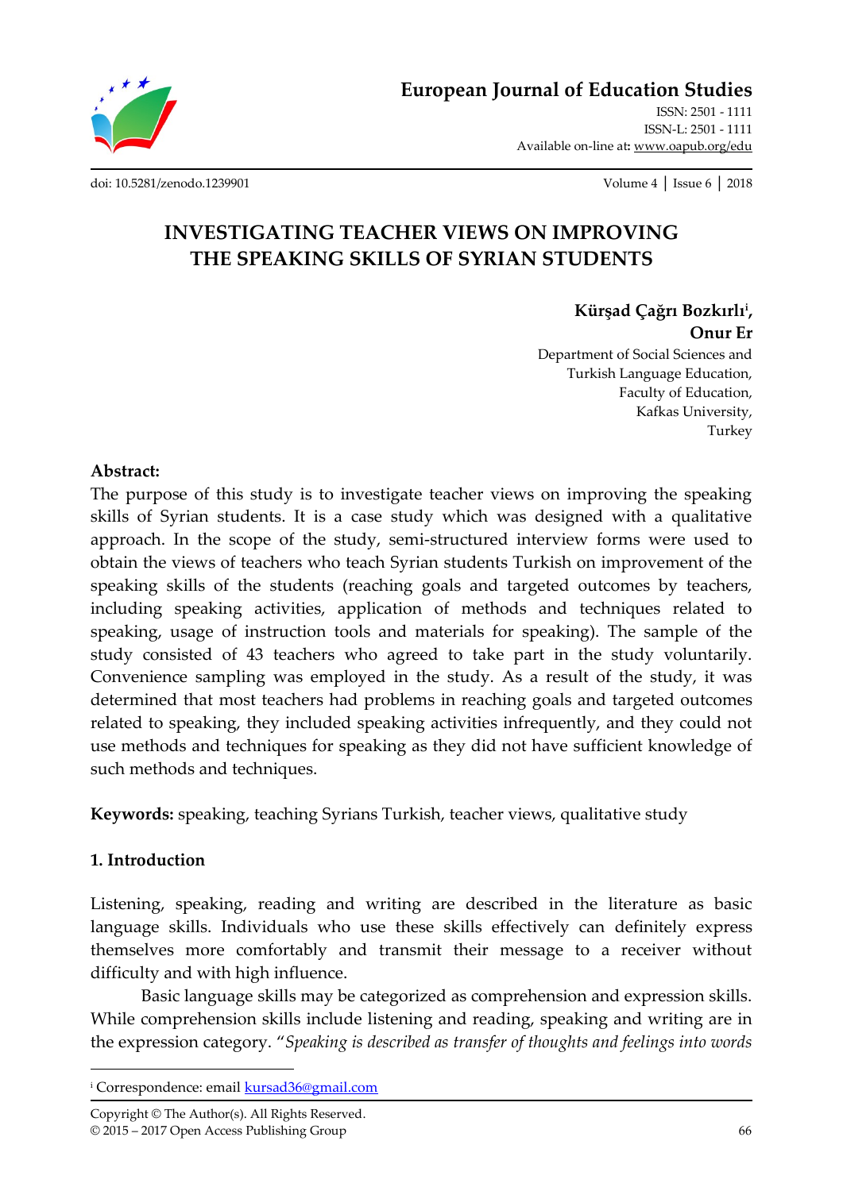# INVESTIGATING TEACHER VIEWS ON IMPROVING THE SPEAKING SKILLS OF SYRIAN STUDENTS

**Kürşad Çağrı Bozkırlı[i],**
**Onur Er**

Department of Social Sciences and Turkish Language Education, Faculty of Education, Kafkas University, Turkey

**Abstract:**

The purpose of this study is to investigate teacher views on improving the speaking skills of Syrian students. It is a case study which was designed with a qualitative approach. In the scope of the study, semi-structured interview forms were used to obtain the views of teachers who teach Syrian students Turkish on improvement of the speaking skills of the students (reaching goals and targeted outcomes by teachers, including speaking activities, application of methods and techniques related to speaking, usage of instruction tools and materials for speaking). The sample of the study consisted of 43 teachers who agreed to take part in the study voluntarily. Convenience sampling was employed in the study. As a result of the study, it was determined that most teachers had problems in reaching goals and targeted outcomes related to speaking, they included speaking activities infrequently, and they could not use methods and techniques for speaking as they did not have sufficient knowledge of such methods and techniques.

**Keywords:** speaking, teaching Syrians Turkish, teacher views, qualitative study

## 1. Introduction

Listening, speaking, reading and writing are described in the literature as basic language skills. Individuals who use these skills effectively can definitely express themselves more comfortably and transmit their message to a receiver without difficulty and with high influence.

Basic language skills may be categorized as comprehension and expression skills. While comprehension skills include listening and reading, speaking and writing are in the expression category. "*Speaking is described as transfer of thoughts and feelings into words*

---

[i] Correspondence: email kursad36@gmail.com

Copyright © The Author(s). All Rights Reserved.
© 2015 – 2017 Open Access Publishing Group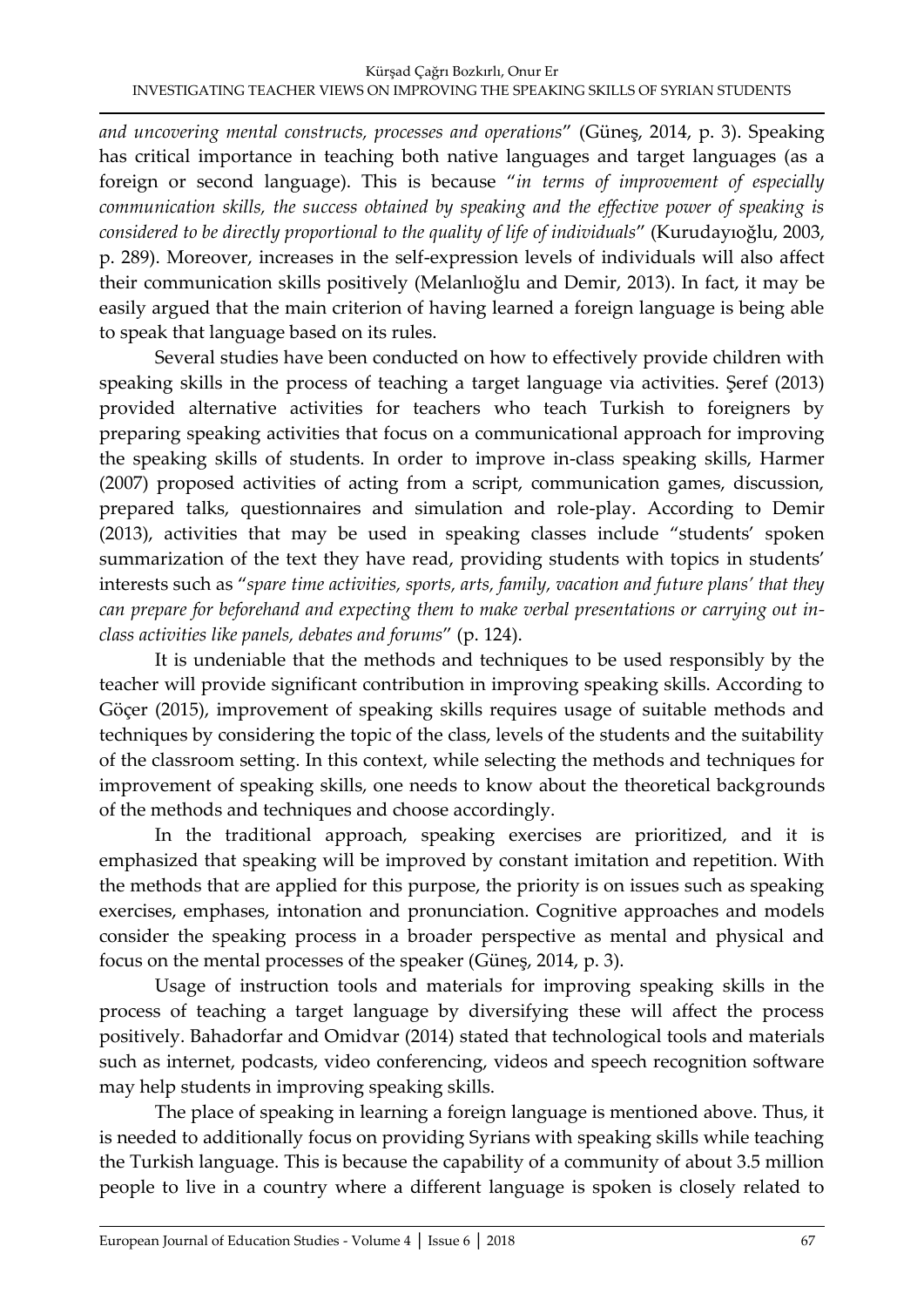*and uncovering mental constructs, processes and operations*" (Güneş, 2014, p. 3). Speaking has critical importance in teaching both native languages and target languages (as a foreign or second language). This is because "*in terms of improvement of especially communication skills, the success obtained by speaking and the effective power of speaking is considered to be directly proportional to the quality of life of individuals*" (Kurudayıoğlu, 2003, p. 289). Moreover, increases in the self-expression levels of individuals will also affect their communication skills positively (Melanlıoğlu and Demir, 2013). In fact, it may be easily argued that the main criterion of having learned a foreign language is being able to speak that language based on its rules.

Several studies have been conducted on how to effectively provide children with speaking skills in the process of teaching a target language via activities. Şeref (2013) provided alternative activities for teachers who teach Turkish to foreigners by preparing speaking activities that focus on a communicational approach for improving the speaking skills of students. In order to improve in-class speaking skills, Harmer (2007) proposed activities of acting from a script, communication games, discussion, prepared talks, questionnaires and simulation and role-play. According to Demir (2013), activities that may be used in speaking classes include "students' spoken summarization of the text they have read, providing students with topics in students' interests such as "*spare time activities, sports, arts, family, vacation and future plans' that they can prepare for beforehand and expecting them to make verbal presentations or carrying out in-class activities like panels, debates and forums*" (p. 124).

It is undeniable that the methods and techniques to be used responsibly by the teacher will provide significant contribution in improving speaking skills. According to Göçer (2015), improvement of speaking skills requires usage of suitable methods and techniques by considering the topic of the class, levels of the students and the suitability of the classroom setting. In this context, while selecting the methods and techniques for improvement of speaking skills, one needs to know about the theoretical backgrounds of the methods and techniques and choose accordingly.

In the traditional approach, speaking exercises are prioritized, and it is emphasized that speaking will be improved by constant imitation and repetition. With the methods that are applied for this purpose, the priority is on issues such as speaking exercises, emphases, intonation and pronunciation. Cognitive approaches and models consider the speaking process in a broader perspective as mental and physical and focus on the mental processes of the speaker (Güneş, 2014, p. 3).

Usage of instruction tools and materials for improving speaking skills in the process of teaching a target language by diversifying these will affect the process positively. Bahadorfar and Omidvar (2014) stated that technological tools and materials such as internet, podcasts, video conferencing, videos and speech recognition software may help students in improving speaking skills.

The place of speaking in learning a foreign language is mentioned above. Thus, it is needed to additionally focus on providing Syrians with speaking skills while teaching the Turkish language. This is because the capability of a community of about 3.5 million people to live in a country where a different language is spoken is closely related to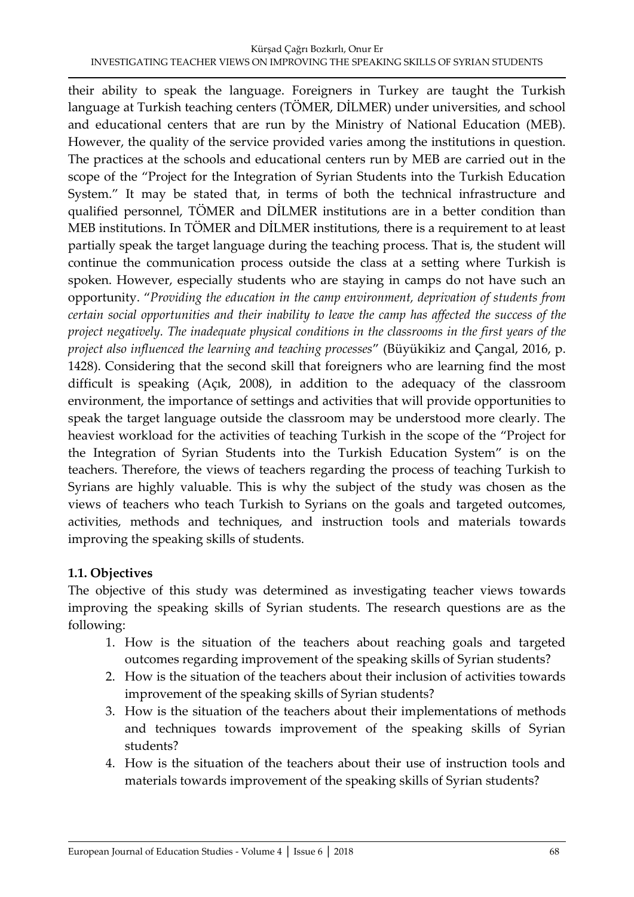their ability to speak the language. Foreigners in Turkey are taught the Turkish language at Turkish teaching centers (TÖMER, DİLMER) under universities, and school and educational centers that are run by the Ministry of National Education (MEB). However, the quality of the service provided varies among the institutions in question. The practices at the schools and educational centers run by MEB are carried out in the scope of the "Project for the Integration of Syrian Students into the Turkish Education System." It may be stated that, in terms of both the technical infrastructure and qualified personnel, TÖMER and DİLMER institutions are in a better condition than MEB institutions. In TÖMER and DİLMER institutions, there is a requirement to at least partially speak the target language during the teaching process. That is, the student will continue the communication process outside the class at a setting where Turkish is spoken. However, especially students who are staying in camps do not have such an opportunity. "*Providing the education in the camp environment, deprivation of students from certain social opportunities and their inability to leave the camp has affected the success of the project negatively. The inadequate physical conditions in the classrooms in the first years of the project also influenced the learning and teaching processes*" (Büyükikiz and Çangal, 2016, p. 1428). Considering that the second skill that foreigners who are learning find the most difficult is speaking (Açık, 2008), in addition to the adequacy of the classroom environment, the importance of settings and activities that will provide opportunities to speak the target language outside the classroom may be understood more clearly. The heaviest workload for the activities of teaching Turkish in the scope of the "Project for the Integration of Syrian Students into the Turkish Education System" is on the teachers. Therefore, the views of teachers regarding the process of teaching Turkish to Syrians are highly valuable. This is why the subject of the study was chosen as the views of teachers who teach Turkish to Syrians on the goals and targeted outcomes, activities, methods and techniques, and instruction tools and materials towards improving the speaking skills of students.

### 1.1. Objectives

The objective of this study was determined as investigating teacher views towards improving the speaking skills of Syrian students. The research questions are as the following:

1. How is the situation of the teachers about reaching goals and targeted outcomes regarding improvement of the speaking skills of Syrian students?
2. How is the situation of the teachers about their inclusion of activities towards improvement of the speaking skills of Syrian students?
3. How is the situation of the teachers about their implementations of methods and techniques towards improvement of the speaking skills of Syrian students?
4. How is the situation of the teachers about their use of instruction tools and materials towards improvement of the speaking skills of Syrian students?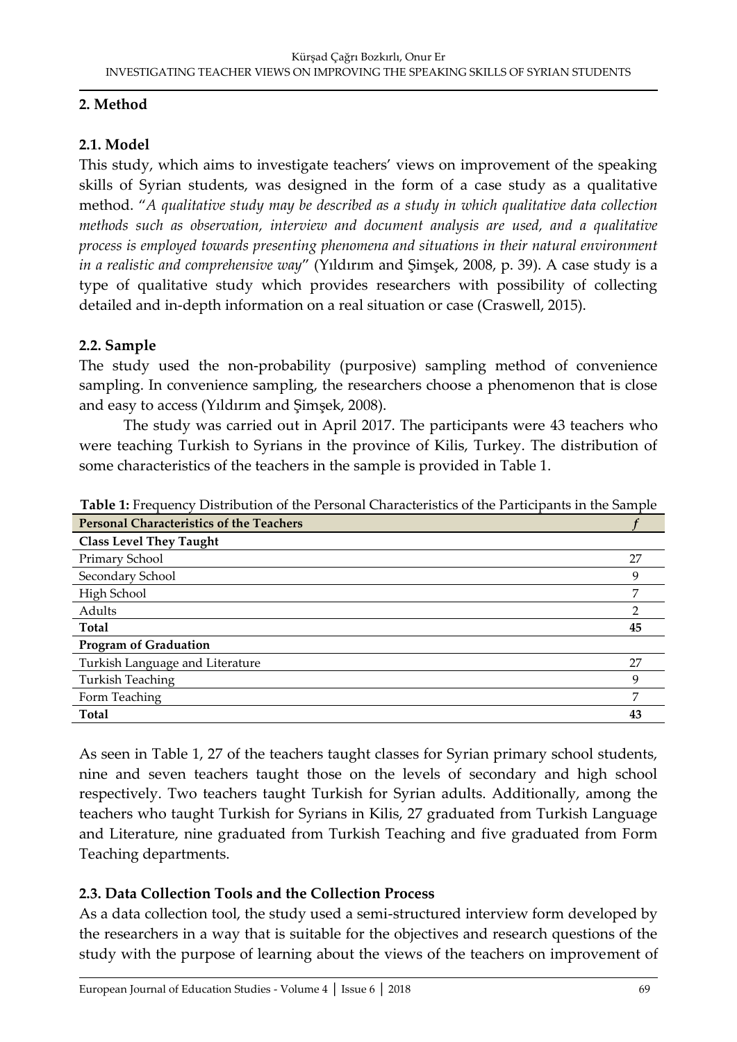## 2. Method

### 2.1. Model

This study, which aims to investigate teachers' views on improvement of the speaking skills of Syrian students, was designed in the form of a case study as a qualitative method. "*A qualitative study may be described as a study in which qualitative data collection methods such as observation, interview and document analysis are used, and a qualitative process is employed towards presenting phenomena and situations in their natural environment in a realistic and comprehensive way*" (Yıldırım and Şimşek, 2008, p. 39). A case study is a type of qualitative study which provides researchers with possibility of collecting detailed and in-depth information on a real situation or case (Craswell, 2015).

### 2.2. Sample

The study used the non-probability (purposive) sampling method of convenience sampling. In convenience sampling, the researchers choose a phenomenon that is close and easy to access (Yıldırım and Şimşek, 2008).

The study was carried out in April 2017. The participants were 43 teachers who were teaching Turkish to Syrians in the province of Kilis, Turkey. The distribution of some characteristics of the teachers in the sample is provided in Table 1.

**Table 1:** Frequency Distribution of the Personal Characteristics of the Participants in the Sample

| Personal Characteristics of the Teachers | *f* |
|---|---|
| **Class Level They Taught** | |
| Primary School | 27 |
| Secondary School | 9 |
| High School | 7 |
| Adults | 2 |
| **Total** | **45** |
| **Program of Graduation** | |
| Turkish Language and Literature | 27 |
| Turkish Teaching | 9 |
| Form Teaching | 7 |
| **Total** | **43** |

As seen in Table 1, 27 of the teachers taught classes for Syrian primary school students, nine and seven teachers taught those on the levels of secondary and high school respectively. Two teachers taught Turkish for Syrian adults. Additionally, among the teachers who taught Turkish for Syrians in Kilis, 27 graduated from Turkish Language and Literature, nine graduated from Turkish Teaching and five graduated from Form Teaching departments.

### 2.3. Data Collection Tools and the Collection Process

As a data collection tool, the study used a semi-structured interview form developed by the researchers in a way that is suitable for the objectives and research questions of the study with the purpose of learning about the views of the teachers on improvement of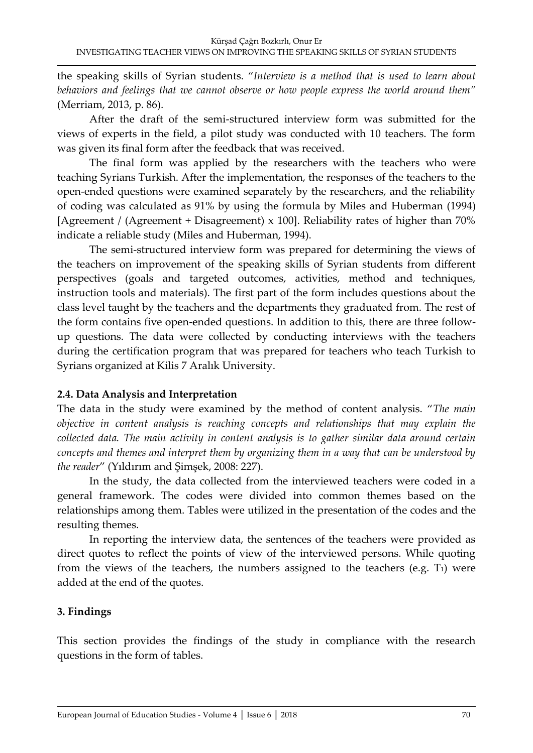the speaking skills of Syrian students. "*Interview is a method that is used to learn about behaviors and feelings that we cannot observe or how people express the world around them"* (Merriam, 2013, p. 86).

After the draft of the semi-structured interview form was submitted for the views of experts in the field, a pilot study was conducted with 10 teachers. The form was given its final form after the feedback that was received.

The final form was applied by the researchers with the teachers who were teaching Syrians Turkish. After the implementation, the responses of the teachers to the open-ended questions were examined separately by the researchers, and the reliability of coding was calculated as 91% by using the formula by Miles and Huberman (1994) [Agreement / (Agreement + Disagreement) x 100]. Reliability rates of higher than 70% indicate a reliable study (Miles and Huberman, 1994).

The semi-structured interview form was prepared for determining the views of the teachers on improvement of the speaking skills of Syrian students from different perspectives (goals and targeted outcomes, activities, method and techniques, instruction tools and materials). The first part of the form includes questions about the class level taught by the teachers and the departments they graduated from. The rest of the form contains five open-ended questions. In addition to this, there are three follow-up questions. The data were collected by conducting interviews with the teachers during the certification program that was prepared for teachers who teach Turkish to Syrians organized at Kilis 7 Aralık University.

### 2.4. Data Analysis and Interpretation

The data in the study were examined by the method of content analysis. "*The main objective in content analysis is reaching concepts and relationships that may explain the collected data. The main activity in content analysis is to gather similar data around certain concepts and themes and interpret them by organizing them in a way that can be understood by the reader*" (Yıldırım and Şimşek, 2008: 227).

In the study, the data collected from the interviewed teachers were coded in a general framework. The codes were divided into common themes based on the relationships among them. Tables were utilized in the presentation of the codes and the resulting themes.

In reporting the interview data, the sentences of the teachers were provided as direct quotes to reflect the points of view of the interviewed persons. While quoting from the views of the teachers, the numbers assigned to the teachers (e.g. $T_1$) were added at the end of the quotes.

## 3. Findings

This section provides the findings of the study in compliance with the research questions in the form of tables.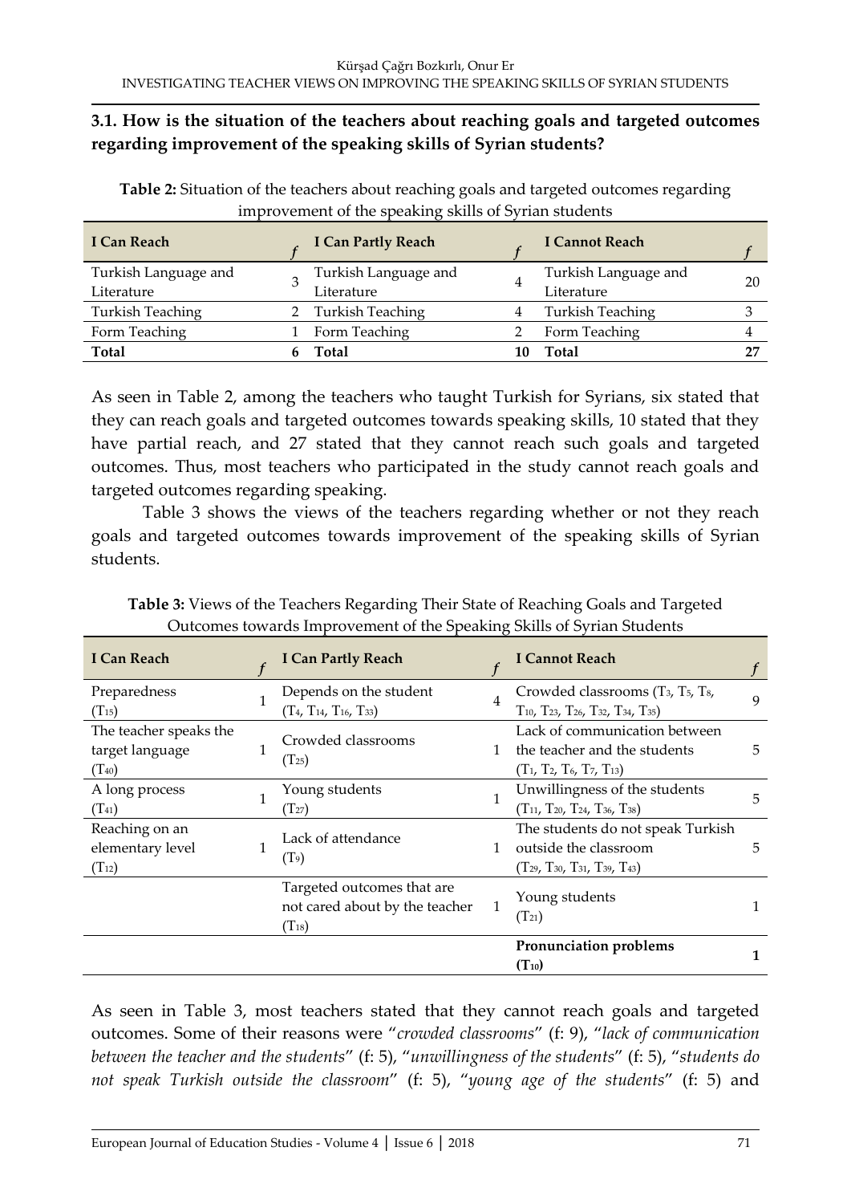### 3.1. How is the situation of the teachers about reaching goals and targeted outcomes regarding improvement of the speaking skills of Syrian students?

**Table 2:** Situation of the teachers about reaching goals and targeted outcomes regarding improvement of the speaking skills of Syrian students

| I Can Reach | *f* | I Can Partly Reach | *f* | I Cannot Reach | *f* |
|---|---|---|---|---|---|
| Turkish Language and Literature | 3 | Turkish Language and Literature | 4 | Turkish Language and Literature | 20 |
| Turkish Teaching | 2 | Turkish Teaching | 4 | Turkish Teaching | 3 |
| Form Teaching | 1 | Form Teaching | 2 | Form Teaching | 4 |
| **Total** | **6** | **Total** | **10** | **Total** | **27** |

As seen in Table 2, among the teachers who taught Turkish for Syrians, six stated that they can reach goals and targeted outcomes towards speaking skills, 10 stated that they have partial reach, and 27 stated that they cannot reach such goals and targeted outcomes. Thus, most teachers who participated in the study cannot reach goals and targeted outcomes regarding speaking.

Table 3 shows the views of the teachers regarding whether or not they reach goals and targeted outcomes towards improvement of the speaking skills of Syrian students.

**Table 3:** Views of the Teachers Regarding Their State of Reaching Goals and Targeted Outcomes towards Improvement of the Speaking Skills of Syrian Students

| I Can Reach | *f* | I Can Partly Reach | *f* | I Cannot Reach | *f* |
|---|---|---|---|---|---|
| Preparedness ($T_{15}$) | 1 | Depends on the student ($T_4$, $T_{14}$, $T_{16}$, $T_{33}$) | 4 | Crowded classrooms ($T_3$, $T_5$, $T_8$, $T_{10}$, $T_{23}$, $T_{26}$, $T_{32}$, $T_{34}$, $T_{35}$) | 9 |
| The teacher speaks the target language ($T_{40}$) | 1 | Crowded classrooms ($T_{25}$) | 1 | Lack of communication between the teacher and the students ($T_1$, $T_2$, $T_6$, $T_7$, $T_{13}$) | 5 |
| A long process ($T_{41}$) | 1 | Young students ($T_{27}$) | 1 | Unwillingness of the students ($T_{11}$, $T_{20}$, $T_{24}$, $T_{36}$, $T_{38}$) | 5 |
| Reaching on an elementary level ($T_{12}$) | 1 | Lack of attendance ($T_9$) | 1 | The students do not speak Turkish outside the classroom ($T_{29}$, $T_{30}$, $T_{31}$, $T_{39}$, $T_{43}$) | 5 |
| | | Targeted outcomes that are not cared about by the teacher ($T_{18}$) | 1 | Young students ($T_{21}$) | 1 |
| | | | | **Pronunciation problems ($T_{10}$)** | **1** |

As seen in Table 3, most teachers stated that they cannot reach goals and targeted outcomes. Some of their reasons were "*crowded classrooms*" (f: 9), "*lack of communication between the teacher and the students*" (f: 5), "*unwillingness of the students*" (f: 5), "*students do not speak Turkish outside the classroom*" (f: 5), "*young age of the students*" (f: 5) and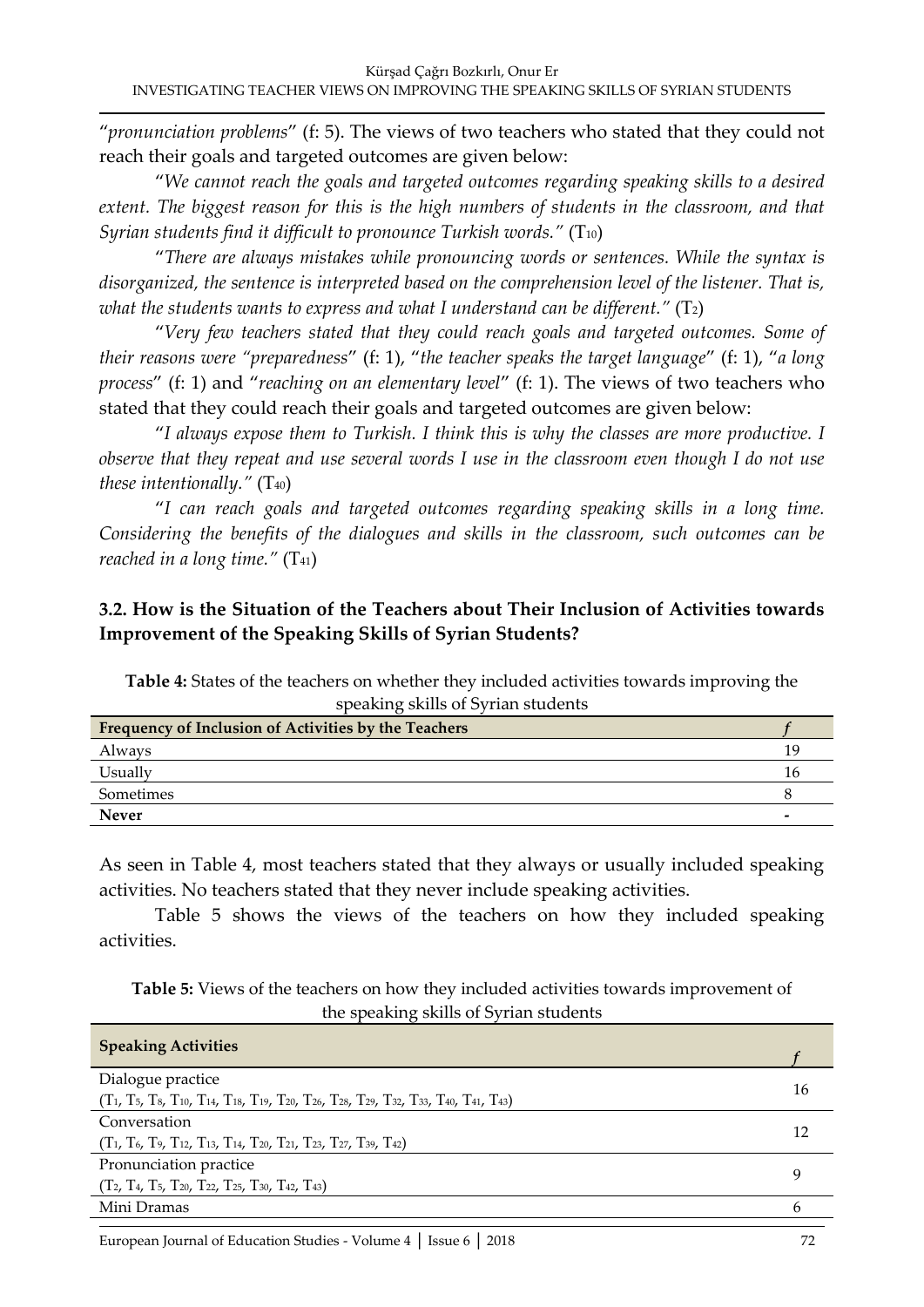"*pronunciation problems*" (f: 5). The views of two teachers who stated that they could not reach their goals and targeted outcomes are given below:

"*We cannot reach the goals and targeted outcomes regarding speaking skills to a desired extent. The biggest reason for this is the high numbers of students in the classroom, and that Syrian students find it difficult to pronounce Turkish words."* ($T_{10}$)

"*There are always mistakes while pronouncing words or sentences. While the syntax is disorganized, the sentence is interpreted based on the comprehension level of the listener. That is, what the students wants to express and what I understand can be different."* ($T_2$)

"*Very few teachers stated that they could reach goals and targeted outcomes. Some of their reasons were "preparedness*" (f: 1), "*the teacher speaks the target language*" (f: 1), "*a long process*" (f: 1) and "*reaching on an elementary level*" (f: 1). The views of two teachers who stated that they could reach their goals and targeted outcomes are given below:

"*I always expose them to Turkish. I think this is why the classes are more productive. I observe that they repeat and use several words I use in the classroom even though I do not use these intentionally."* ($T_{40}$)

"*I can reach goals and targeted outcomes regarding speaking skills in a long time. Considering the benefits of the dialogues and skills in the classroom, such outcomes can be reached in a long time."* ($T_{41}$)

### 3.2. How is the Situation of the Teachers about Their Inclusion of Activities towards Improvement of the Speaking Skills of Syrian Students?

**Table 4:** States of the teachers on whether they included activities towards improving the speaking skills of Syrian students

| Frequency of Inclusion of Activities by the Teachers | *f* |
|---|---|
| Always | 19 |
| Usually | 16 |
| Sometimes | 8 |
| **Never** | - |

As seen in Table 4, most teachers stated that they always or usually included speaking activities. No teachers stated that they never include speaking activities.

Table 5 shows the views of the teachers on how they included speaking activities.

**Table 5:** Views of the teachers on how they included activities towards improvement of the speaking skills of Syrian students

| Speaking Activities | *f* |
|---|---|
| Dialogue practice ($T_1$, $T_5$, $T_8$, $T_{10}$, $T_{14}$, $T_{18}$, $T_{19}$, $T_{20}$, $T_{26}$, $T_{28}$, $T_{29}$, $T_{32}$, $T_{33}$, $T_{40}$, $T_{41}$, $T_{43}$) | 16 |
| Conversation ($T_1$, $T_6$, $T_9$, $T_{12}$, $T_{13}$, $T_{14}$, $T_{20}$, $T_{21}$, $T_{23}$, $T_{27}$, $T_{39}$, $T_{42}$) | 12 |
| Pronunciation practice ($T_2$, $T_4$, $T_5$, $T_{20}$, $T_{22}$, $T_{25}$, $T_{30}$, $T_{42}$, $T_{43}$) | 9 |
| Mini Dramas | 6 |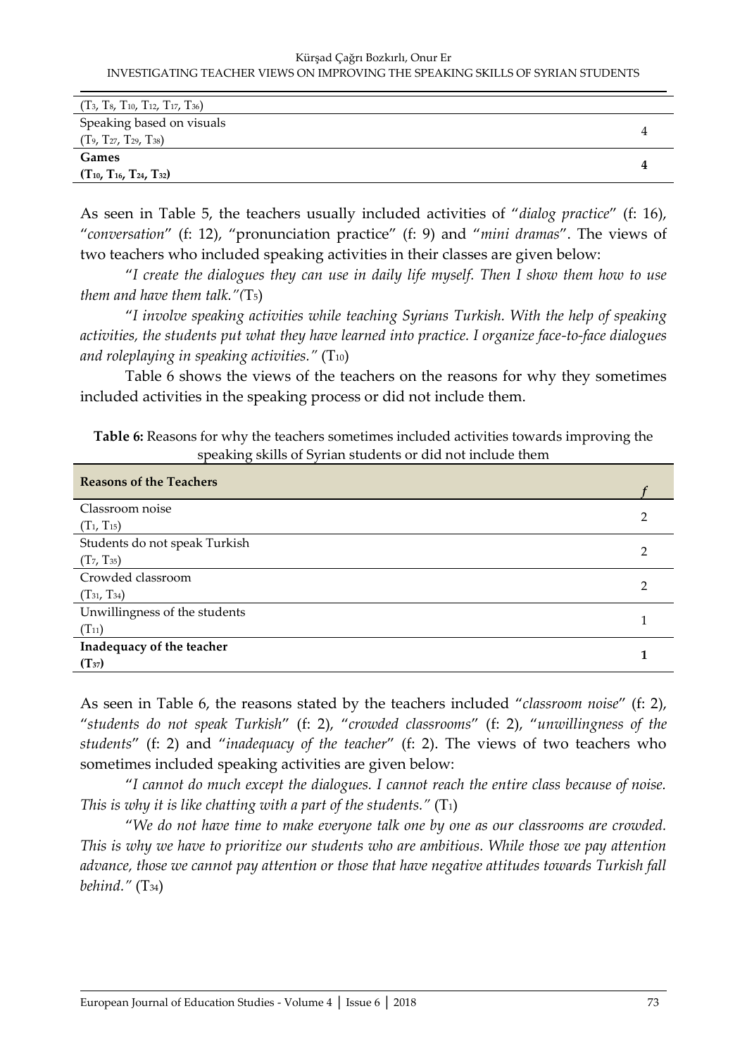| | |
|---|---|
| ($T_3$, $T_8$, $T_{10}$, $T_{12}$, $T_{17}$, $T_{36}$) | |
| Speaking based on visuals ($T_9$, $T_{27}$, $T_{29}$, $T_{38}$) | 4 |
| **Games ($T_{10}$, $T_{16}$, $T_{24}$, $T_{32}$)** | **4** |

As seen in Table 5, the teachers usually included activities of "*dialog practice*" (f: 16), "*conversation*" (f: 12), "pronunciation practice" (f: 9) and "*mini dramas*". The views of two teachers who included speaking activities in their classes are given below:

"*I create the dialogues they can use in daily life myself. Then I show them how to use them and have them talk."*($T_5$)

"*I involve speaking activities while teaching Syrians Turkish. With the help of speaking activities, the students put what they have learned into practice. I organize face-to-face dialogues and roleplaying in speaking activities."* ($T_{10}$)

Table 6 shows the views of the teachers on the reasons for why they sometimes included activities in the speaking process or did not include them.

**Table 6:** Reasons for why the teachers sometimes included activities towards improving the speaking skills of Syrian students or did not include them

| **Reasons of the Teachers** | *f* |
|---|---|
| Classroom noise ($T_1$, $T_{15}$) | 2 |
| Students do not speak Turkish ($T_7$, $T_{35}$) | 2 |
| Crowded classroom ($T_{31}$, $T_{34}$) | 2 |
| Unwillingness of the students ($T_{11}$) | 1 |
| **Inadequacy of the teacher ($T_{37}$)** | **1** |

As seen in Table 6, the reasons stated by the teachers included "*classroom noise*" (f: 2), "*students do not speak Turkish*" (f: 2), "*crowded classrooms*" (f: 2), "*unwillingness of the students*" (f: 2) and "*inadequacy of the teacher*" (f: 2). The views of two teachers who sometimes included speaking activities are given below:

"*I cannot do much except the dialogues. I cannot reach the entire class because of noise. This is why it is like chatting with a part of the students."* ($T_1$)

"*We do not have time to make everyone talk one by one as our classrooms are crowded. This is why we have to prioritize our students who are ambitious. While those we pay attention advance, those we cannot pay attention or those that have negative attitudes towards Turkish fall behind."* ($T_{34}$)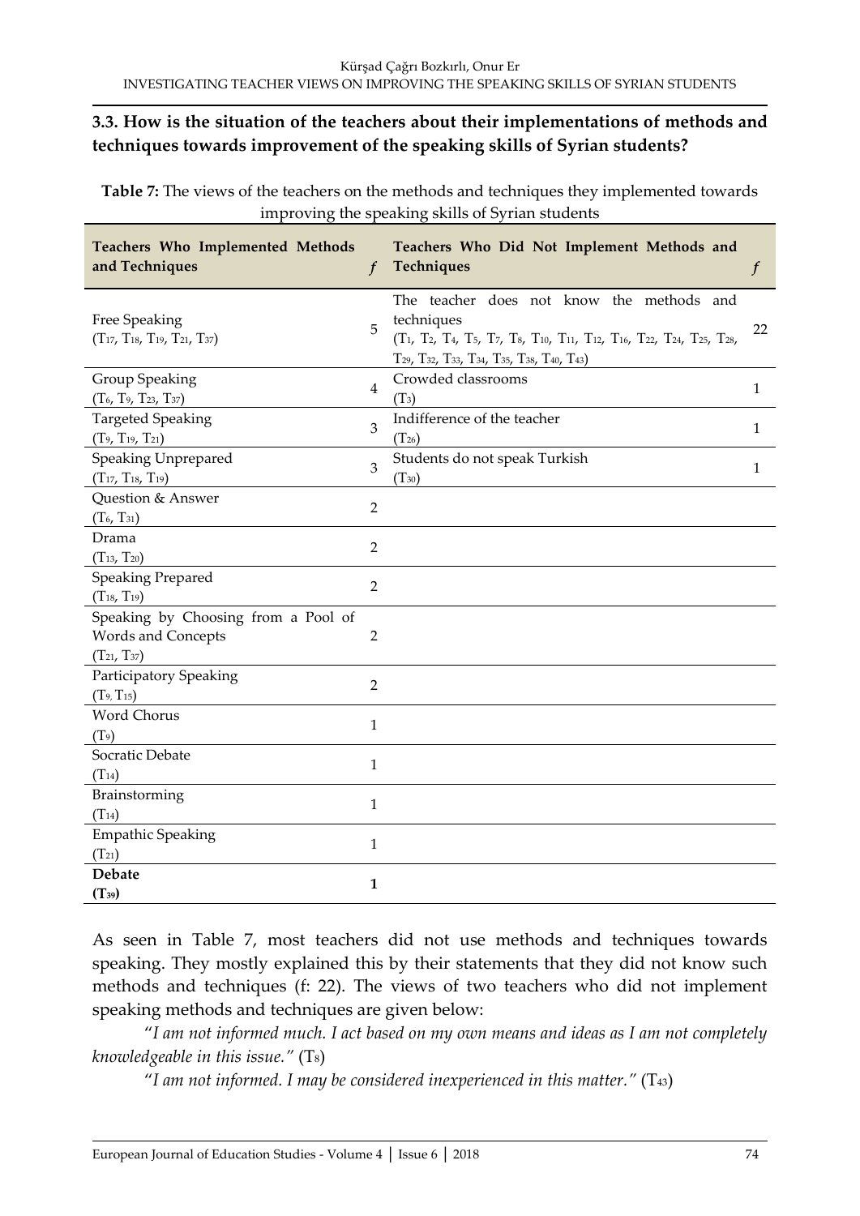### 3.3. How is the situation of the teachers about their implementations of methods and techniques towards improvement of the speaking skills of Syrian students?

**Table 7:** The views of the teachers on the methods and techniques they implemented towards improving the speaking skills of Syrian students

| Teachers Who Implemented Methods and Techniques | *f* | Teachers Who Did Not Implement Methods and Techniques | *f* |
|---|---|---|---|
| Free Speaking ($T_{17}$, $T_{18}$, $T_{19}$, $T_{21}$, $T_{37}$) | 5 | The teacher does not know the methods and techniques ($T_1$, $T_2$, $T_4$, $T_5$, $T_7$, $T_8$, $T_{10}$, $T_{11}$, $T_{12}$, $T_{16}$, $T_{22}$, $T_{24}$, $T_{25}$, $T_{28}$, $T_{29}$, $T_{32}$, $T_{33}$, $T_{34}$, $T_{35}$, $T_{38}$, $T_{40}$, $T_{43}$) | 22 |
| Group Speaking ($T_6$, $T_9$, $T_{23}$, $T_{37}$) | 4 | Crowded classrooms ($T_3$) | 1 |
| Targeted Speaking ($T_9$, $T_{19}$, $T_{21}$) | 3 | Indifference of the teacher ($T_{26}$) | 1 |
| Speaking Unprepared ($T_{17}$, $T_{18}$, $T_{19}$) | 3 | Students do not speak Turkish ($T_{30}$) | 1 |
| Question & Answer ($T_6$, $T_{31}$) | 2 | | |
| Drama ($T_{13}$, $T_{20}$) | 2 | | |
| Speaking Prepared ($T_{18}$, $T_{19}$) | 2 | | |
| Speaking by Choosing from a Pool of Words and Concepts ($T_{21}$, $T_{37}$) | 2 | | |
| Participatory Speaking ($T_9$, $T_{15}$) | 2 | | |
| Word Chorus ($T_9$) | 1 | | |
| Socratic Debate ($T_{14}$) | 1 | | |
| Brainstorming ($T_{14}$) | 1 | | |
| Empathic Speaking ($T_{21}$) | 1 | | |
| **Debate ($T_{39}$)** | **1** | | |

As seen in Table 7, most teachers did not use methods and techniques towards speaking. They mostly explained this by their statements that they did not know such methods and techniques (f: 22). The views of two teachers who did not implement speaking methods and techniques are given below:

"*I am not informed much. I act based on my own means and ideas as I am not completely knowledgeable in this issue.*" ($T_8$)

"*I am not informed. I may be considered inexperienced in this matter.*" ($T_{43}$)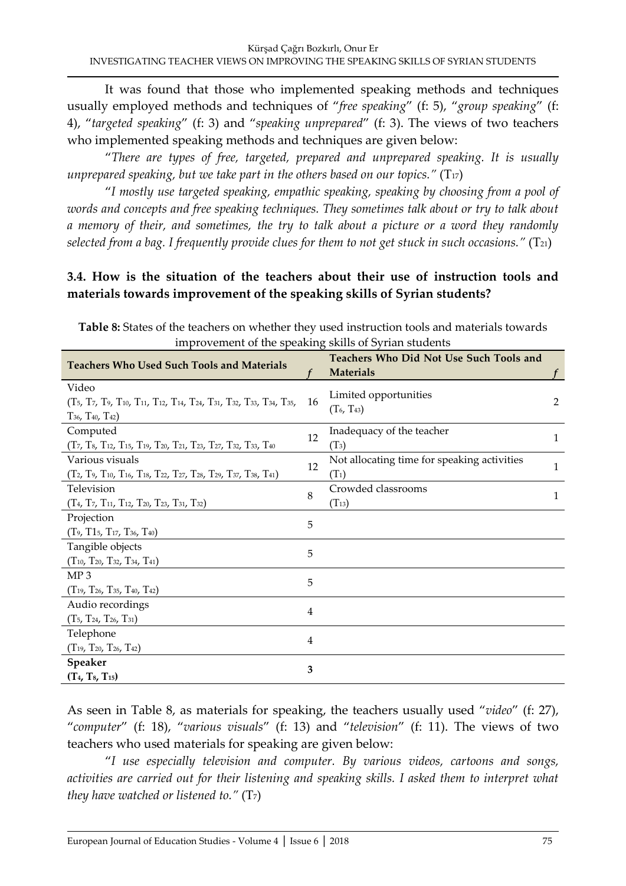It was found that those who implemented speaking methods and techniques usually employed methods and techniques of "*free speaking*" (f: 5), "*group speaking*" (f: 4), "*targeted speaking*" (f: 3) and "*speaking unprepared*" (f: 3). The views of two teachers who implemented speaking methods and techniques are given below:

"*There are types of free, targeted, prepared and unprepared speaking. It is usually unprepared speaking, but we take part in the others based on our topics.*" ($T_{17}$)

"*I mostly use targeted speaking, empathic speaking, speaking by choosing from a pool of words and concepts and free speaking techniques. They sometimes talk about or try to talk about a memory of their, and sometimes, the try to talk about a picture or a word they randomly selected from a bag. I frequently provide clues for them to not get stuck in such occasions.*" ($T_{21}$)

### 3.4. How is the situation of the teachers about their use of instruction tools and materials towards improvement of the speaking skills of Syrian students?

**Table 8:** States of the teachers on whether they used instruction tools and materials towards improvement of the speaking skills of Syrian students

| Teachers Who Used Such Tools and Materials | *f* | Teachers Who Did Not Use Such Tools and Materials | *f* |
|---|---|---|---|
| Video ($T_5$, $T_7$, $T_9$, $T_{10}$, $T_{11}$, $T_{12}$, $T_{14}$, $T_{24}$, $T_{31}$, $T_{32}$, $T_{33}$, $T_{34}$, $T_{35}$, $T_{36}$, $T_{40}$, $T_{42}$) | 16 | Limited opportunities ($T_6$, $T_{43}$) | 2 |
| Computed ($T_7$, $T_8$, $T_{12}$, $T_{15}$, $T_{19}$, $T_{20}$, $T_{21}$, $T_{23}$, $T_{27}$, $T_{32}$, $T_{33}$, $T_{40}$ | 12 | Inadequacy of the teacher ($T_3$) | 1 |
| Various visuals ($T_2$, $T_9$, $T_{10}$, $T_{16}$, $T_{18}$, $T_{22}$, $T_{27}$, $T_{28}$, $T_{29}$, $T_{37}$, $T_{38}$, $T_{41}$) | 12 | Not allocating time for speaking activities ($T_1$) | 1 |
| Television ($T_4$, $T_7$, $T_{11}$, $T_{12}$, $T_{20}$, $T_{23}$, $T_{31}$, $T_{32}$) | 8 | Crowded classrooms ($T_{13}$) | 1 |
| Projection ($T_9$, T1$_5$, $T_{17}$, $T_{36}$, $T_{40}$) | 5 | | |
| Tangible objects ($T_{10}$, $T_{20}$, $T_{32}$, $T_{34}$, $T_{41}$) | 5 | | |
| MP 3 ($T_{19}$, $T_{26}$, $T_{35}$, $T_{40}$, $T_{42}$) | 5 | | |
| Audio recordings ($T_5$, $T_{24}$, $T_{26}$, $T_{31}$) | 4 | | |
| Telephone ($T_{19}$, $T_{20}$, $T_{26}$, $T_{42}$) | 4 | | |
| **Speaker ($T_4$, $T_8$, $T_{15}$)** | **3** | | |

As seen in Table 8, as materials for speaking, the teachers usually used "*video*" (f: 27), "*computer*" (f: 18), "*various visuals*" (f: 13) and "*television*" (f: 11). The views of two teachers who used materials for speaking are given below:

"*I use especially television and computer. By various videos, cartoons and songs, activities are carried out for their listening and speaking skills. I asked them to interpret what they have watched or listened to.*" ($T_7$)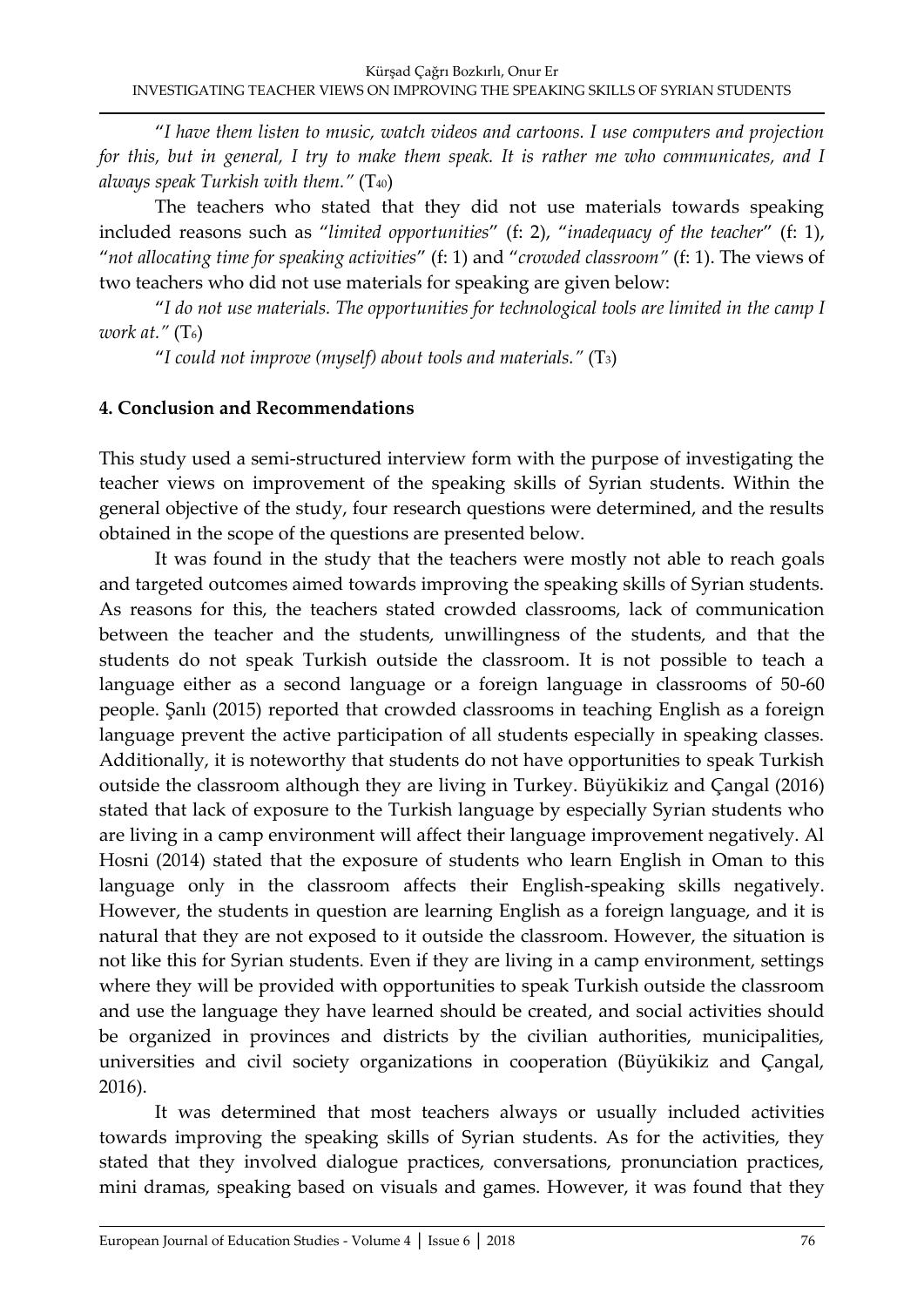"*I have them listen to music, watch videos and cartoons. I use computers and projection for this, but in general, I try to make them speak. It is rather me who communicates, and I always speak Turkish with them."* ($T_{40}$)

The teachers who stated that they did not use materials towards speaking included reasons such as "*limited opportunities*" (f: 2), "*inadequacy of the teacher*" (f: 1), "*not allocating time for speaking activities*" (f: 1) and "*crowded classroom"* (f: 1). The views of two teachers who did not use materials for speaking are given below:

"*I do not use materials. The opportunities for technological tools are limited in the camp I work at."* ($T_6$)

"*I could not improve (myself) about tools and materials."* ($T_3$)

## 4. Conclusion and Recommendations

This study used a semi-structured interview form with the purpose of investigating the teacher views on improvement of the speaking skills of Syrian students. Within the general objective of the study, four research questions were determined, and the results obtained in the scope of the questions are presented below.

It was found in the study that the teachers were mostly not able to reach goals and targeted outcomes aimed towards improving the speaking skills of Syrian students. As reasons for this, the teachers stated crowded classrooms, lack of communication between the teacher and the students, unwillingness of the students, and that the students do not speak Turkish outside the classroom. It is not possible to teach a language either as a second language or a foreign language in classrooms of 50-60 people. Şanlı (2015) reported that crowded classrooms in teaching English as a foreign language prevent the active participation of all students especially in speaking classes. Additionally, it is noteworthy that students do not have opportunities to speak Turkish outside the classroom although they are living in Turkey. Büyükikiz and Çangal (2016) stated that lack of exposure to the Turkish language by especially Syrian students who are living in a camp environment will affect their language improvement negatively. Al Hosni (2014) stated that the exposure of students who learn English in Oman to this language only in the classroom affects their English-speaking skills negatively. However, the students in question are learning English as a foreign language, and it is natural that they are not exposed to it outside the classroom. However, the situation is not like this for Syrian students. Even if they are living in a camp environment, settings where they will be provided with opportunities to speak Turkish outside the classroom and use the language they have learned should be created, and social activities should be organized in provinces and districts by the civilian authorities, municipalities, universities and civil society organizations in cooperation (Büyükikiz and Çangal, 2016).

It was determined that most teachers always or usually included activities towards improving the speaking skills of Syrian students. As for the activities, they stated that they involved dialogue practices, conversations, pronunciation practices, mini dramas, speaking based on visuals and games. However, it was found that they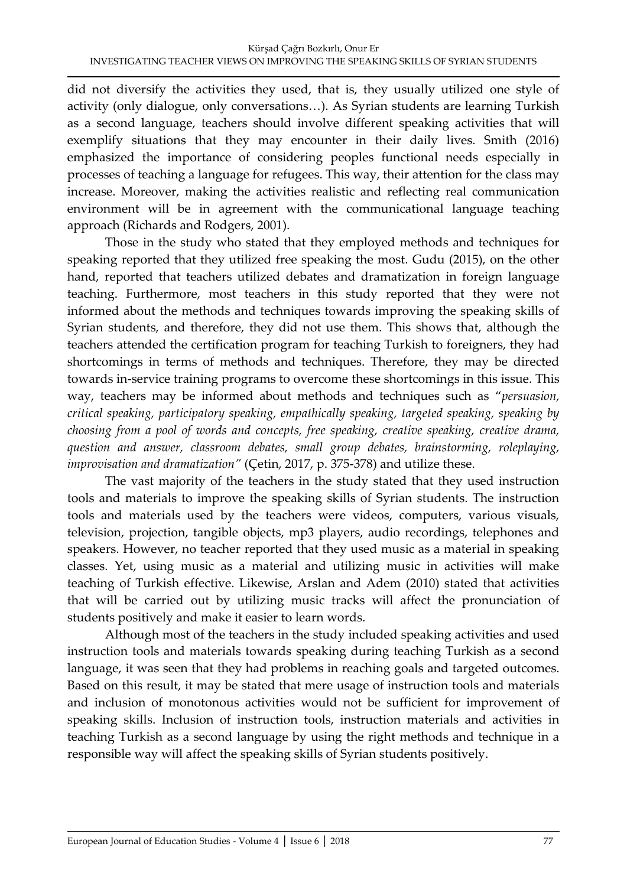did not diversify the activities they used, that is, they usually utilized one style of activity (only dialogue, only conversations…). As Syrian students are learning Turkish as a second language, teachers should involve different speaking activities that will exemplify situations that they may encounter in their daily lives. Smith (2016) emphasized the importance of considering peoples functional needs especially in processes of teaching a language for refugees. This way, their attention for the class may increase. Moreover, making the activities realistic and reflecting real communication environment will be in agreement with the communicational language teaching approach (Richards and Rodgers, 2001).

Those in the study who stated that they employed methods and techniques for speaking reported that they utilized free speaking the most. Gudu (2015), on the other hand, reported that teachers utilized debates and dramatization in foreign language teaching. Furthermore, most teachers in this study reported that they were not informed about the methods and techniques towards improving the speaking skills of Syrian students, and therefore, they did not use them. This shows that, although the teachers attended the certification program for teaching Turkish to foreigners, they had shortcomings in terms of methods and techniques. Therefore, they may be directed towards in-service training programs to overcome these shortcomings in this issue. This way, teachers may be informed about methods and techniques such as "*persuasion, critical speaking, participatory speaking, empathically speaking, targeted speaking, speaking by choosing from a pool of words and concepts, free speaking, creative speaking, creative drama, question and answer, classroom debates, small group debates, brainstorming, roleplaying, improvisation and dramatization"* (Çetin, 2017, p. 375-378) and utilize these.

The vast majority of the teachers in the study stated that they used instruction tools and materials to improve the speaking skills of Syrian students. The instruction tools and materials used by the teachers were videos, computers, various visuals, television, projection, tangible objects, mp3 players, audio recordings, telephones and speakers. However, no teacher reported that they used music as a material in speaking classes. Yet, using music as a material and utilizing music in activities will make teaching of Turkish effective. Likewise, Arslan and Adem (2010) stated that activities that will be carried out by utilizing music tracks will affect the pronunciation of students positively and make it easier to learn words.

Although most of the teachers in the study included speaking activities and used instruction tools and materials towards speaking during teaching Turkish as a second language, it was seen that they had problems in reaching goals and targeted outcomes. Based on this result, it may be stated that mere usage of instruction tools and materials and inclusion of monotonous activities would not be sufficient for improvement of speaking skills. Inclusion of instruction tools, instruction materials and activities in teaching Turkish as a second language by using the right methods and technique in a responsible way will affect the speaking skills of Syrian students positively.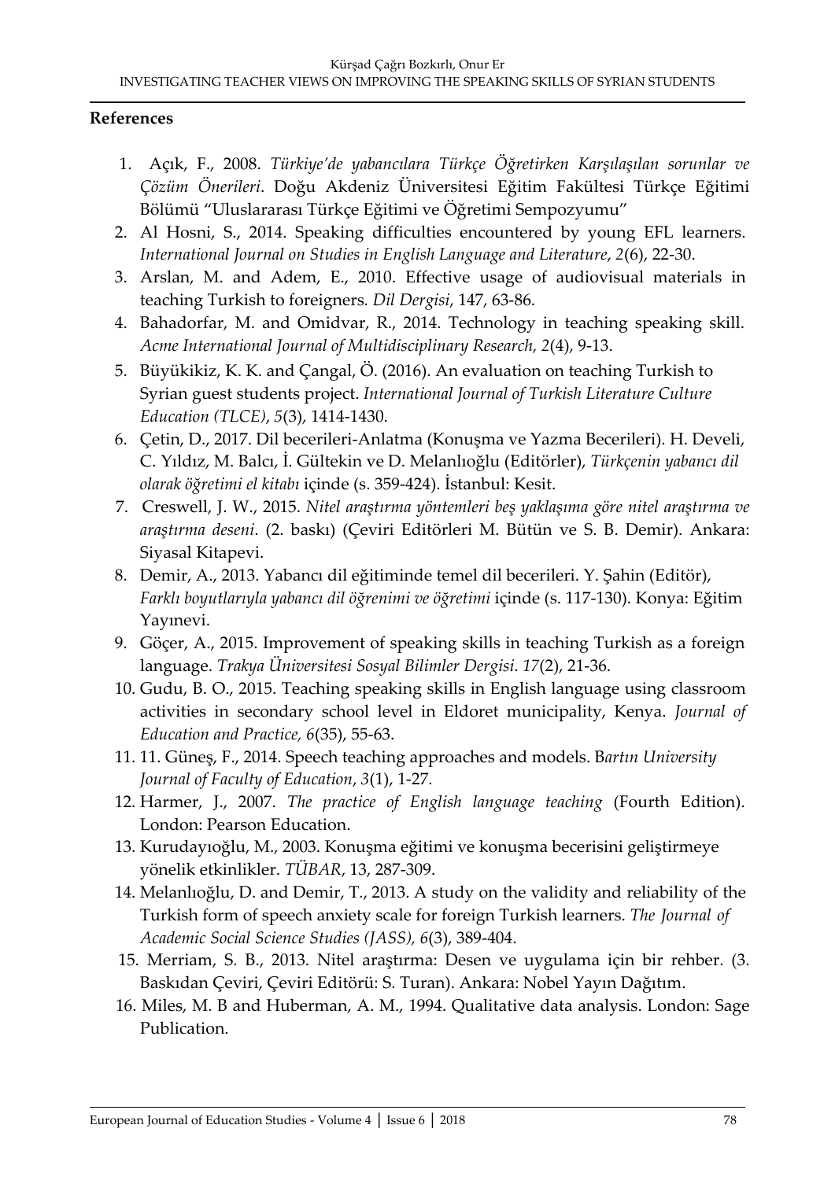### References

1. Açık, F., 2008. *Türkiye'de yabancılara Türkçe Öğretirken Karşılaşılan sorunlar ve Çözüm Önerileri*. Doğu Akdeniz Üniversitesi Eğitim Fakültesi Türkçe Eğitimi Bölümü "Uluslararası Türkçe Eğitimi ve Öğretimi Sempozyumu"
2. Al Hosni, S., 2014. Speaking difficulties encountered by young EFL learners. *International Journal on Studies in English Language and Literature*, *2*(6), 22-30.
3. Arslan, M. and Adem, E., 2010. Effective usage of audiovisual materials in teaching Turkish to foreigners. *Dil Dergisi*, 147, 63-86.
4. Bahadorfar, M. and Omidvar, R., 2014. Technology in teaching speaking skill. *Acme International Journal of Multidisciplinary Research, 2*(4), 9-13.
5. Büyükikiz, K. K. and Çangal, Ö. (2016). An evaluation on teaching Turkish to Syrian guest students project. *International Journal of Turkish Literature Culture Education (TLCE)*, *5*(3), 1414-1430.
6. Çetin, D., 2017. Dil becerileri-Anlatma (Konuşma ve Yazma Becerileri). H. Develi, C. Yıldız, M. Balcı, İ. Gültekin ve D. Melanlıoğlu (Editörler), *Türkçenin yabancı dil olarak öğretimi el kitabı* içinde (s. 359-424). İstanbul: Kesit.
7. Creswell, J. W., 2015. *Nitel araştırma yöntemleri beş yaklaşıma göre nitel araştırma ve araştırma deseni*. (2. baskı) (Çeviri Editörleri M. Bütün ve S. B. Demir). Ankara: Siyasal Kitapevi.
8. Demir, A., 2013. Yabancı dil eğitiminde temel dil becerileri. Y. Şahin (Editör), *Farklı boyutlarıyla yabancı dil öğrenimi ve öğretimi* içinde (s. 117-130). Konya: Eğitim Yayınevi.
9. Göçer, A., 2015. Improvement of speaking skills in teaching Turkish as a foreign language. *Trakya Üniversitesi Sosyal Bilimler Dergisi*. *17*(2), 21-36.
10. Gudu, B. O., 2015. Teaching speaking skills in English language using classroom activities in secondary school level in Eldoret municipality, Kenya. *Journal of Education and Practice, 6*(35), 55-63.
11. 11. Güneş, F., 2014. Speech teaching approaches and models. B*artın University Journal of Faculty of Education*, *3*(1), 1-27.
12. Harmer, J., 2007. *The practice of English language teaching* (Fourth Edition). London: Pearson Education.
13. Kurudayıoğlu, M., 2003. Konuşma eğitimi ve konuşma becerisini geliştirmeye yönelik etkinlikler. *TÜBAR*, 13, 287-309.
14. Melanlıoğlu, D. and Demir, T., 2013. A study on the validity and reliability of the Turkish form of speech anxiety scale for foreign Turkish learners. *The Journal of Academic Social Science Studies (JASS), 6*(3), 389-404.
15. Merriam, S. B., 2013. Nitel araştırma: Desen ve uygulama için bir rehber. (3. Baskıdan Çeviri, Çeviri Editörü: S. Turan). Ankara: Nobel Yayın Dağıtım.
16. Miles, M. B and Huberman, A. M., 1994. Qualitative data analysis. London: Sage Publication.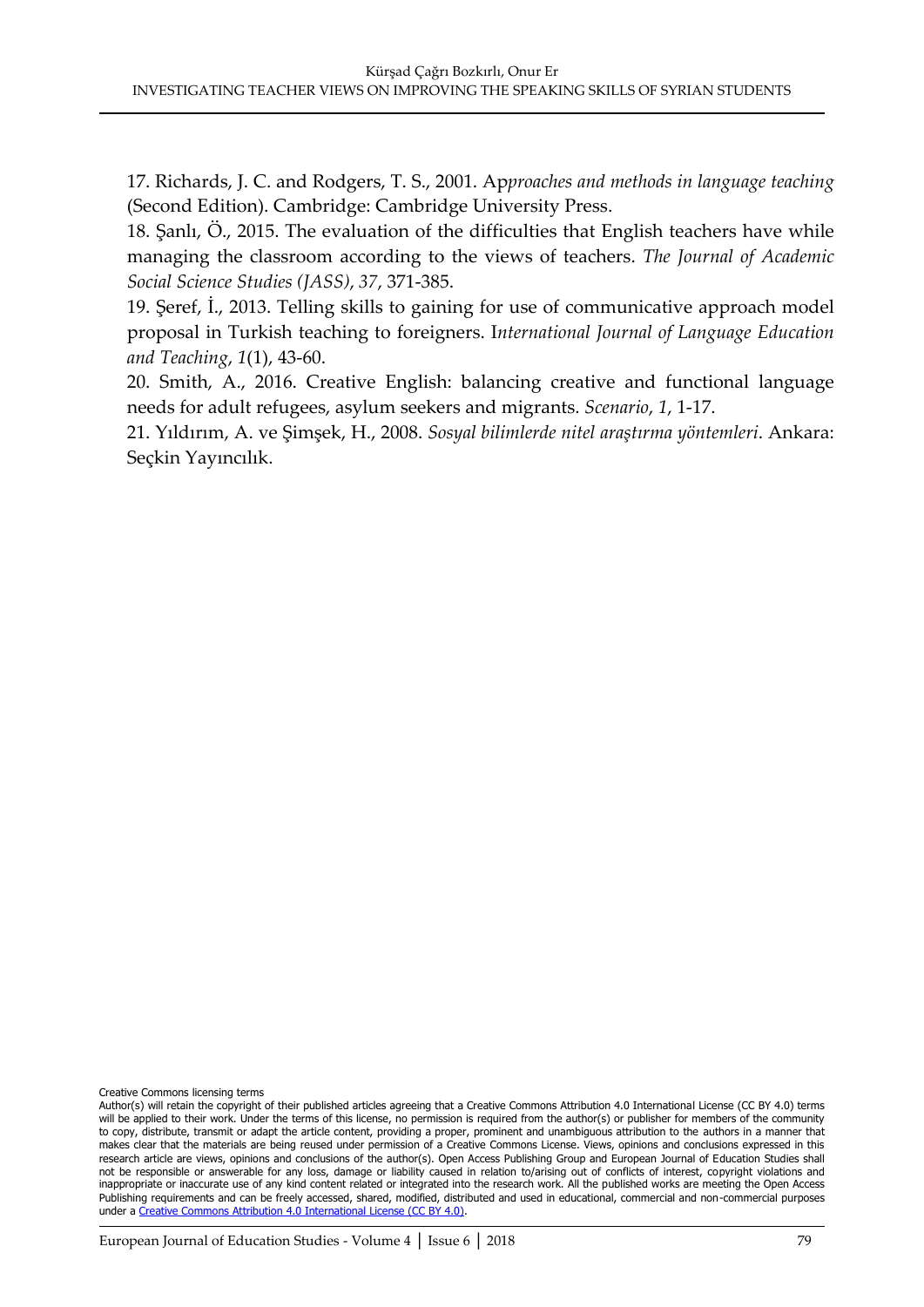17. Richards, J. C. and Rodgers, T. S., 2001. Ap*proaches and methods in language teaching* (Second Edition). Cambridge: Cambridge University Press.

18. Şanlı, Ö., 2015. The evaluation of the difficulties that English teachers have while managing the classroom according to the views of teachers. *The Journal of Academic Social Science Studies (JASS)*, *37*, 371-385.

19. Şeref, İ., 2013. Telling skills to gaining for use of communicative approach model proposal in Turkish teaching to foreigners. I*nternational Journal of Language Education and Teaching*, *1*(1), 43-60.

20. Smith, A., 2016. Creative English: balancing creative and functional language needs for adult refugees, asylum seekers and migrants. *Scenario*, *1*, 1-17.

21. Yıldırım, A. ve Şimşek, H., 2008. *Sosyal bilimlerde nitel araştırma yöntemleri*. Ankara: Seçkin Yayıncılık.

Creative Commons licensing terms

Author(s) will retain the copyright of their published articles agreeing that a Creative Commons Attribution 4.0 International License (CC BY 4.0) terms will be applied to their work. Under the terms of this license, no permission is required from the author(s) or publisher for members of the community to copy, distribute, transmit or adapt the article content, providing a proper, prominent and unambiguous attribution to the authors in a manner that makes clear that the materials are being reused under permission of a Creative Commons License. Views, opinions and conclusions expressed in this research article are views, opinions and conclusions of the author(s). Open Access Publishing Group and European Journal of Education Studies shall not be responsible or answerable for any loss, damage or liability caused in relation to/arising out of conflicts of interest, copyright violations and inappropriate or inaccurate use of any kind content related or integrated into the research work. All the published works are meeting the Open Access Publishing requirements and can be freely accessed, shared, modified, distributed and used in educational, commercial and non-commercial purposes under a Creative Commons Attribution 4.0 International License (CC BY 4.0).